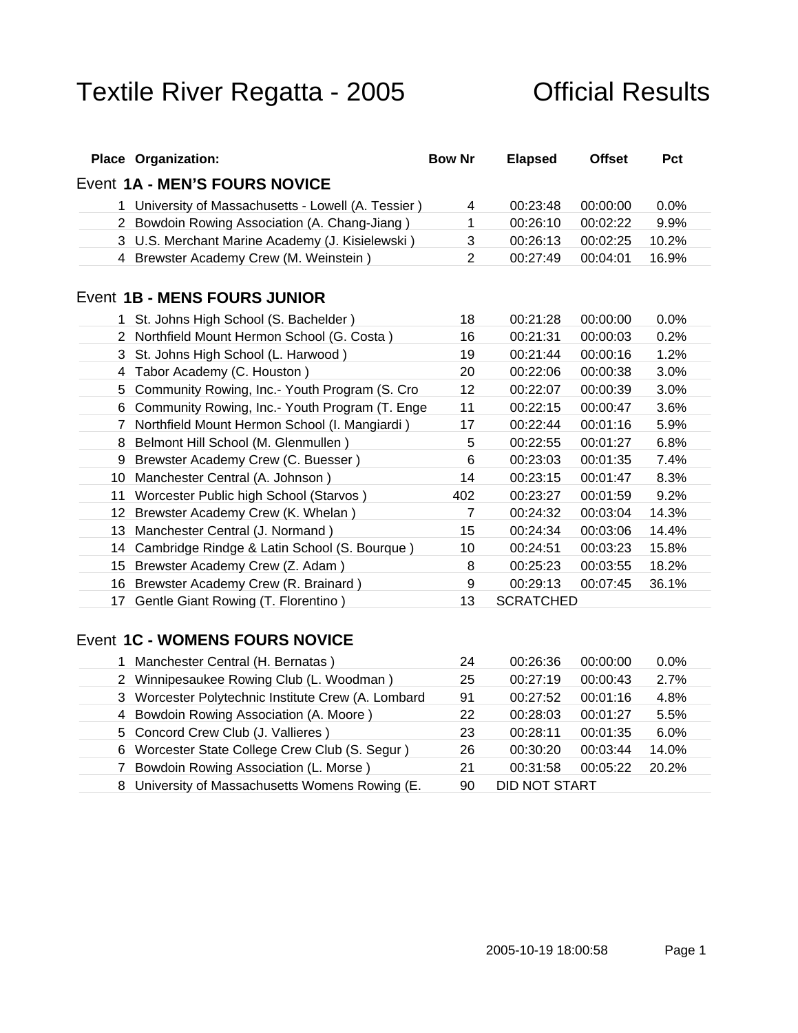# Textile River Regatta - 2005 Official Results

| Place | Organization: | Bow Nr | Elapsed | Offset | Pct |
|---|---|---|---|---|---|

## Event 1A - MEN'S FOURS NOVICE

| Place | Organization: | Bow Nr | Elapsed | Offset | Pct |
|---|---|---|---|---|---|
| 1 | University of Massachusetts - Lowell (A. Tessier ) | 4 | 00:23:48 | 00:00:00 | 0.0% |
| 2 | Bowdoin Rowing Association (A. Chang-Jiang ) | 1 | 00:26:10 | 00:02:22 | 9.9% |
| 3 | U.S. Merchant Marine Academy (J. Kisielewski ) | 3 | 00:26:13 | 00:02:25 | 10.2% |
| 4 | Brewster Academy Crew (M. Weinstein ) | 2 | 00:27:49 | 00:04:01 | 16.9% |

## Event 1B - MENS FOURS JUNIOR

| Place | Organization: | Bow Nr | Elapsed | Offset | Pct |
|---|---|---|---|---|---|
| 1 | St. Johns High School (S. Bachelder ) | 18 | 00:21:28 | 00:00:00 | 0.0% |
| 2 | Northfield Mount Hermon School (G. Costa ) | 16 | 00:21:31 | 00:00:03 | 0.2% |
| 3 | St. Johns High School (L. Harwood ) | 19 | 00:21:44 | 00:00:16 | 1.2% |
| 4 | Tabor Academy (C. Houston ) | 20 | 00:22:06 | 00:00:38 | 3.0% |
| 5 | Community Rowing, Inc.- Youth Program (S. Cro | 12 | 00:22:07 | 00:00:39 | 3.0% |
| 6 | Community Rowing, Inc.- Youth Program (T. Enge | 11 | 00:22:15 | 00:00:47 | 3.6% |
| 7 | Northfield Mount Hermon School (I. Mangiardi ) | 17 | 00:22:44 | 00:01:16 | 5.9% |
| 8 | Belmont Hill School (M. Glenmullen ) | 5 | 00:22:55 | 00:01:27 | 6.8% |
| 9 | Brewster Academy Crew (C. Buesser ) | 6 | 00:23:03 | 00:01:35 | 7.4% |
| 10 | Manchester Central (A. Johnson ) | 14 | 00:23:15 | 00:01:47 | 8.3% |
| 11 | Worcester Public high School (Starvos ) | 402 | 00:23:27 | 00:01:59 | 9.2% |
| 12 | Brewster Academy Crew (K. Whelan ) | 7 | 00:24:32 | 00:03:04 | 14.3% |
| 13 | Manchester Central (J. Normand ) | 15 | 00:24:34 | 00:03:06 | 14.4% |
| 14 | Cambridge Rindge & Latin School (S. Bourque ) | 10 | 00:24:51 | 00:03:23 | 15.8% |
| 15 | Brewster Academy Crew (Z. Adam ) | 8 | 00:25:23 | 00:03:55 | 18.2% |
| 16 | Brewster Academy Crew (R. Brainard ) | 9 | 00:29:13 | 00:07:45 | 36.1% |
| 17 | Gentle Giant Rowing (T. Florentino ) | 13 | SCRATCHED | | |

## Event 1C - WOMENS FOURS NOVICE

| Place | Organization: | Bow Nr | Elapsed | Offset | Pct |
|---|---|---|---|---|---|
| 1 | Manchester Central (H. Bernatas ) | 24 | 00:26:36 | 00:00:00 | 0.0% |
| 2 | Winnipesaukee Rowing Club (L. Woodman ) | 25 | 00:27:19 | 00:00:43 | 2.7% |
| 3 | Worcester Polytechnic Institute Crew (A. Lombard | 91 | 00:27:52 | 00:01:16 | 4.8% |
| 4 | Bowdoin Rowing Association (A. Moore ) | 22 | 00:28:03 | 00:01:27 | 5.5% |
| 5 | Concord Crew Club (J. Vallieres ) | 23 | 00:28:11 | 00:01:35 | 6.0% |
| 6 | Worcester State College Crew Club (S. Segur ) | 26 | 00:30:20 | 00:03:44 | 14.0% |
| 7 | Bowdoin Rowing Association (L. Morse ) | 21 | 00:31:58 | 00:05:22 | 20.2% |
| 8 | University of Massachusetts Womens Rowing (E. | 90 | DID NOT START | | |

2005-10-19 18:00:58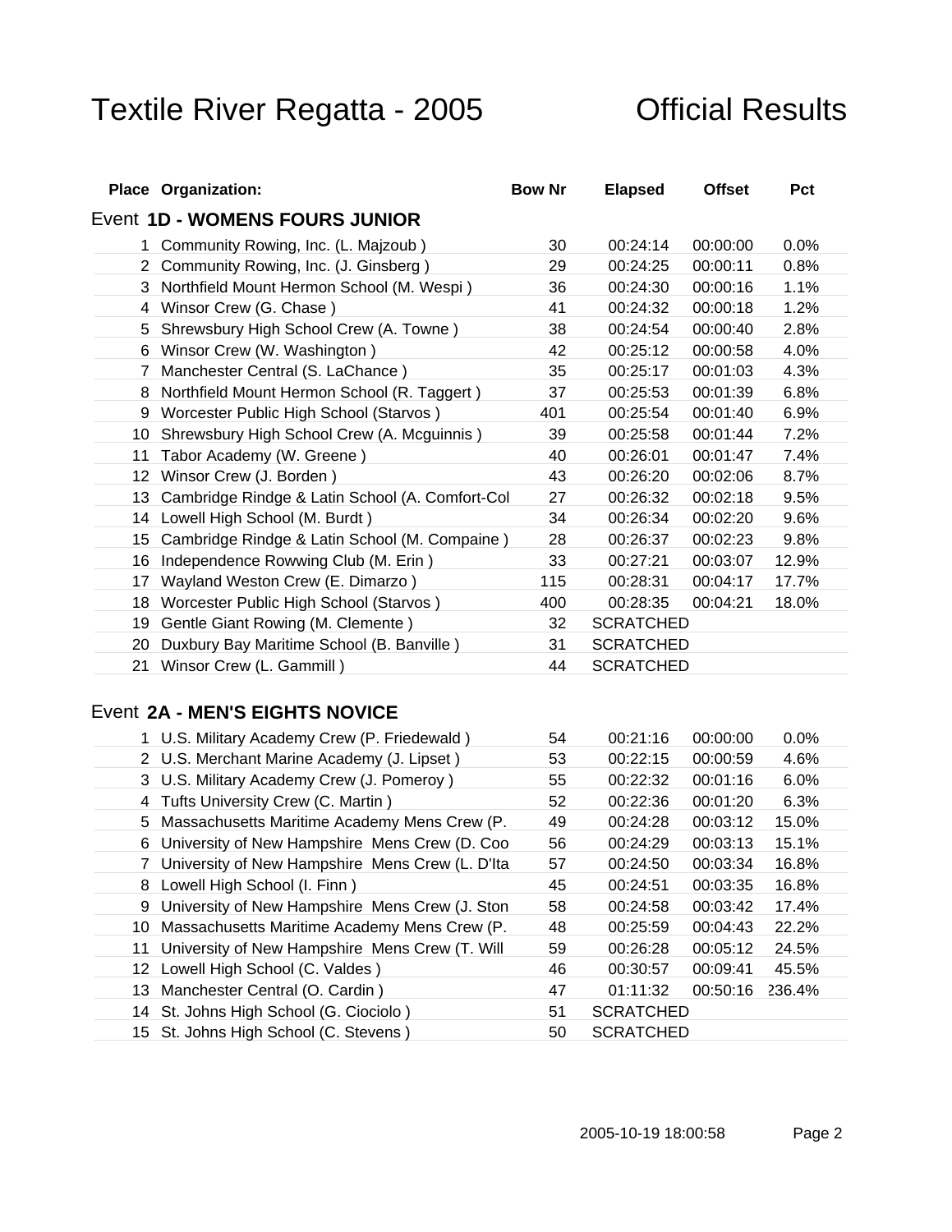# Textile River Regatta - 2005 Official Results

| Place | Organization: | Bow Nr | Elapsed | Offset | Pct |
|---|---|---|---|---|---|

## Event 1D - WOMENS FOURS JUNIOR

| Place | Organization: | Bow Nr | Elapsed | Offset | Pct |
|---|---|---|---|---|---|
| 1 | Community Rowing, Inc. (L. Majzoub ) | 30 | 00:24:14 | 00:00:00 | 0.0% |
| 2 | Community Rowing, Inc. (J. Ginsberg ) | 29 | 00:24:25 | 00:00:11 | 0.8% |
| 3 | Northfield Mount Hermon School (M. Wespi ) | 36 | 00:24:30 | 00:00:16 | 1.1% |
| 4 | Winsor Crew (G. Chase ) | 41 | 00:24:32 | 00:00:18 | 1.2% |
| 5 | Shrewsbury High School Crew (A. Towne ) | 38 | 00:24:54 | 00:00:40 | 2.8% |
| 6 | Winsor Crew (W. Washington ) | 42 | 00:25:12 | 00:00:58 | 4.0% |
| 7 | Manchester Central (S. LaChance ) | 35 | 00:25:17 | 00:01:03 | 4.3% |
| 8 | Northfield Mount Hermon School (R. Taggert ) | 37 | 00:25:53 | 00:01:39 | 6.8% |
| 9 | Worcester Public High School (Starvos ) | 401 | 00:25:54 | 00:01:40 | 6.9% |
| 10 | Shrewsbury High School Crew (A. Mcguinnis ) | 39 | 00:25:58 | 00:01:44 | 7.2% |
| 11 | Tabor Academy (W. Greene ) | 40 | 00:26:01 | 00:01:47 | 7.4% |
| 12 | Winsor Crew (J. Borden ) | 43 | 00:26:20 | 00:02:06 | 8.7% |
| 13 | Cambridge Rindge & Latin School (A. Comfort-Col | 27 | 00:26:32 | 00:02:18 | 9.5% |
| 14 | Lowell High School (M. Burdt ) | 34 | 00:26:34 | 00:02:20 | 9.6% |
| 15 | Cambridge Rindge & Latin School (M. Compaine ) | 28 | 00:26:37 | 00:02:23 | 9.8% |
| 16 | Independence Rowwing Club (M. Erin ) | 33 | 00:27:21 | 00:03:07 | 12.9% |
| 17 | Wayland Weston Crew (E. Dimarzo ) | 115 | 00:28:31 | 00:04:17 | 17.7% |
| 18 | Worcester Public High School (Starvos ) | 400 | 00:28:35 | 00:04:21 | 18.0% |
| 19 | Gentle Giant Rowing (M. Clemente ) | 32 | SCRATCHED | | |
| 20 | Duxbury Bay Maritime School (B. Banville ) | 31 | SCRATCHED | | |
| 21 | Winsor Crew (L. Gammill ) | 44 | SCRATCHED | | |

## Event 2A - MEN'S EIGHTS NOVICE

| Place | Organization: | Bow Nr | Elapsed | Offset | Pct |
|---|---|---|---|---|---|
| 1 | U.S. Military Academy Crew (P. Friedewald ) | 54 | 00:21:16 | 00:00:00 | 0.0% |
| 2 | U.S. Merchant Marine Academy (J. Lipset ) | 53 | 00:22:15 | 00:00:59 | 4.6% |
| 3 | U.S. Military Academy Crew (J. Pomeroy ) | 55 | 00:22:32 | 00:01:16 | 6.0% |
| 4 | Tufts University Crew (C. Martin ) | 52 | 00:22:36 | 00:01:20 | 6.3% |
| 5 | Massachusetts Maritime Academy Mens Crew (P. | 49 | 00:24:28 | 00:03:12 | 15.0% |
| 6 | University of New Hampshire Mens Crew (D. Coo | 56 | 00:24:29 | 00:03:13 | 15.1% |
| 7 | University of New Hampshire Mens Crew (L. D'Ita | 57 | 00:24:50 | 00:03:34 | 16.8% |
| 8 | Lowell High School (I. Finn ) | 45 | 00:24:51 | 00:03:35 | 16.8% |
| 9 | University of New Hampshire Mens Crew (J. Ston | 58 | 00:24:58 | 00:03:42 | 17.4% |
| 10 | Massachusetts Maritime Academy Mens Crew (P. | 48 | 00:25:59 | 00:04:43 | 22.2% |
| 11 | University of New Hampshire Mens Crew (T. Will | 59 | 00:26:28 | 00:05:12 | 24.5% |
| 12 | Lowell High School (C. Valdes ) | 46 | 00:30:57 | 00:09:41 | 45.5% |
| 13 | Manchester Central (O. Cardin ) | 47 | 01:11:32 | 00:50:16 | 236.4% |
| 14 | St. Johns High School (G. Ciociolo ) | 51 | SCRATCHED | | |
| 15 | St. Johns High School (C. Stevens ) | 50 | SCRATCHED | | |

2005-10-19 18:00:58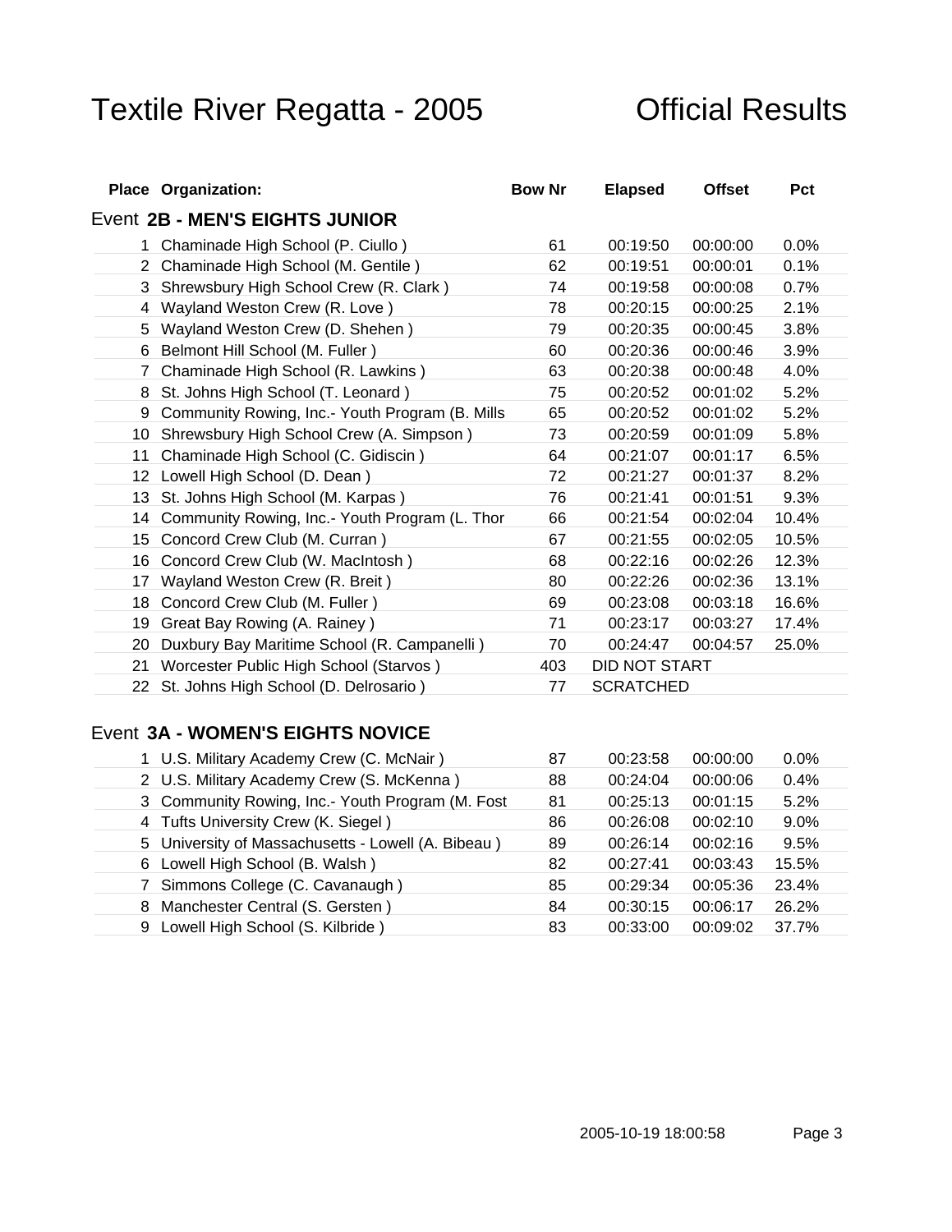# Textile River Regatta - 2005

# Official Results

| Place | Organization: | Bow Nr | Elapsed | Offset | Pct |
|---|---|---|---|---|---|

## Event 2B - MEN'S EIGHTS JUNIOR

| Place | Organization: | Bow Nr | Elapsed | Offset | Pct |
|---|---|---|---|---|---|
| 1 | Chaminade High School (P. Ciullo ) | 61 | 00:19:50 | 00:00:00 | 0.0% |
| 2 | Chaminade High School (M. Gentile ) | 62 | 00:19:51 | 00:00:01 | 0.1% |
| 3 | Shrewsbury High School Crew (R. Clark ) | 74 | 00:19:58 | 00:00:08 | 0.7% |
| 4 | Wayland Weston Crew (R. Love ) | 78 | 00:20:15 | 00:00:25 | 2.1% |
| 5 | Wayland Weston Crew (D. Shehen ) | 79 | 00:20:35 | 00:00:45 | 3.8% |
| 6 | Belmont Hill School (M. Fuller ) | 60 | 00:20:36 | 00:00:46 | 3.9% |
| 7 | Chaminade High School (R. Lawkins ) | 63 | 00:20:38 | 00:00:48 | 4.0% |
| 8 | St. Johns High School (T. Leonard ) | 75 | 00:20:52 | 00:01:02 | 5.2% |
| 9 | Community Rowing, Inc.- Youth Program (B. Mills | 65 | 00:20:52 | 00:01:02 | 5.2% |
| 10 | Shrewsbury High School Crew (A. Simpson ) | 73 | 00:20:59 | 00:01:09 | 5.8% |
| 11 | Chaminade High School (C. Gidiscin ) | 64 | 00:21:07 | 00:01:17 | 6.5% |
| 12 | Lowell High School (D. Dean ) | 72 | 00:21:27 | 00:01:37 | 8.2% |
| 13 | St. Johns High School (M. Karpas ) | 76 | 00:21:41 | 00:01:51 | 9.3% |
| 14 | Community Rowing, Inc.- Youth Program (L. Thor | 66 | 00:21:54 | 00:02:04 | 10.4% |
| 15 | Concord Crew Club (M. Curran ) | 67 | 00:21:55 | 00:02:05 | 10.5% |
| 16 | Concord Crew Club (W. MacIntosh ) | 68 | 00:22:16 | 00:02:26 | 12.3% |
| 17 | Wayland Weston Crew (R. Breit ) | 80 | 00:22:26 | 00:02:36 | 13.1% |
| 18 | Concord Crew Club (M. Fuller ) | 69 | 00:23:08 | 00:03:18 | 16.6% |
| 19 | Great Bay Rowing (A. Rainey ) | 71 | 00:23:17 | 00:03:27 | 17.4% |
| 20 | Duxbury Bay Maritime School (R. Campanelli ) | 70 | 00:24:47 | 00:04:57 | 25.0% |
| 21 | Worcester Public High School (Starvos ) | 403 | DID NOT START | | |
| 22 | St. Johns High School (D. Delrosario ) | 77 | SCRATCHED | | |

## Event 3A - WOMEN'S EIGHTS NOVICE

| Place | Organization: | Bow Nr | Elapsed | Offset | Pct |
|---|---|---|---|---|---|
| 1 | U.S. Military Academy Crew (C. McNair ) | 87 | 00:23:58 | 00:00:00 | 0.0% |
| 2 | U.S. Military Academy Crew (S. McKenna ) | 88 | 00:24:04 | 00:00:06 | 0.4% |
| 3 | Community Rowing, Inc.- Youth Program (M. Fost | 81 | 00:25:13 | 00:01:15 | 5.2% |
| 4 | Tufts University Crew (K. Siegel ) | 86 | 00:26:08 | 00:02:10 | 9.0% |
| 5 | University of Massachusetts - Lowell (A. Bibeau ) | 89 | 00:26:14 | 00:02:16 | 9.5% |
| 6 | Lowell High School (B. Walsh ) | 82 | 00:27:41 | 00:03:43 | 15.5% |
| 7 | Simmons College (C. Cavanaugh ) | 85 | 00:29:34 | 00:05:36 | 23.4% |
| 8 | Manchester Central (S. Gersten ) | 84 | 00:30:15 | 00:06:17 | 26.2% |
| 9 | Lowell High School (S. Kilbride ) | 83 | 00:33:00 | 00:09:02 | 37.7% |

2005-10-19 18:00:58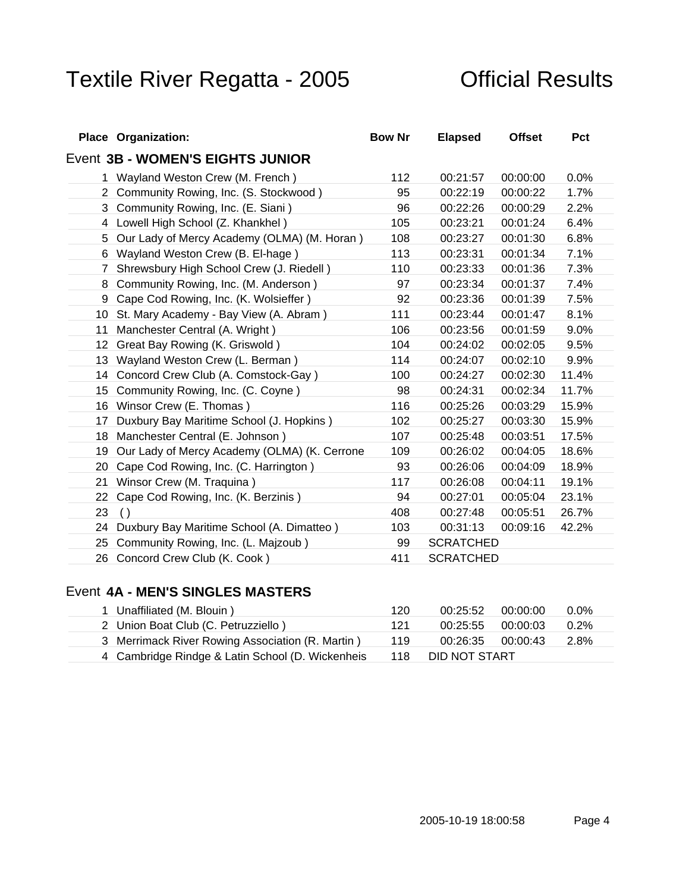# Textile River Regatta - 2005 Official Results

| Place | Organization: | Bow Nr | Elapsed | Offset | Pct |
|---|---|---|---|---|---|
| **Event 3B - WOMEN'S EIGHTS JUNIOR** | | | | | |
| 1 | Wayland Weston Crew (M. French ) | 112 | 00:21:57 | 00:00:00 | 0.0% |
| 2 | Community Rowing, Inc. (S. Stockwood ) | 95 | 00:22:19 | 00:00:22 | 1.7% |
| 3 | Community Rowing, Inc. (E. Siani ) | 96 | 00:22:26 | 00:00:29 | 2.2% |
| 4 | Lowell High School (Z. Khankhel ) | 105 | 00:23:21 | 00:01:24 | 6.4% |
| 5 | Our Lady of Mercy Academy (OLMA) (M. Horan ) | 108 | 00:23:27 | 00:01:30 | 6.8% |
| 6 | Wayland Weston Crew (B. El-hage ) | 113 | 00:23:31 | 00:01:34 | 7.1% |
| 7 | Shrewsbury High School Crew (J. Riedell ) | 110 | 00:23:33 | 00:01:36 | 7.3% |
| 8 | Community Rowing, Inc. (M. Anderson ) | 97 | 00:23:34 | 00:01:37 | 7.4% |
| 9 | Cape Cod Rowing, Inc. (K. Wolsieffer ) | 92 | 00:23:36 | 00:01:39 | 7.5% |
| 10 | St. Mary Academy - Bay View (A. Abram ) | 111 | 00:23:44 | 00:01:47 | 8.1% |
| 11 | Manchester Central (A. Wright ) | 106 | 00:23:56 | 00:01:59 | 9.0% |
| 12 | Great Bay Rowing (K. Griswold ) | 104 | 00:24:02 | 00:02:05 | 9.5% |
| 13 | Wayland Weston Crew (L. Berman ) | 114 | 00:24:07 | 00:02:10 | 9.9% |
| 14 | Concord Crew Club (A. Comstock-Gay ) | 100 | 00:24:27 | 00:02:30 | 11.4% |
| 15 | Community Rowing, Inc. (C. Coyne ) | 98 | 00:24:31 | 00:02:34 | 11.7% |
| 16 | Winsor Crew (E. Thomas ) | 116 | 00:25:26 | 00:03:29 | 15.9% |
| 17 | Duxbury Bay Maritime School (J. Hopkins ) | 102 | 00:25:27 | 00:03:30 | 15.9% |
| 18 | Manchester Central (E. Johnson ) | 107 | 00:25:48 | 00:03:51 | 17.5% |
| 19 | Our Lady of Mercy Academy (OLMA) (K. Cerrone | 109 | 00:26:02 | 00:04:05 | 18.6% |
| 20 | Cape Cod Rowing, Inc. (C. Harrington ) | 93 | 00:26:06 | 00:04:09 | 18.9% |
| 21 | Winsor Crew (M. Traquina ) | 117 | 00:26:08 | 00:04:11 | 19.1% |
| 22 | Cape Cod Rowing, Inc. (K. Berzinis ) | 94 | 00:27:01 | 00:05:04 | 23.1% |
| 23 | ( ) | 408 | 00:27:48 | 00:05:51 | 26.7% |
| 24 | Duxbury Bay Maritime School (A. Dimatteo ) | 103 | 00:31:13 | 00:09:16 | 42.2% |
| 25 | Community Rowing, Inc. (L. Majzoub ) | 99 | SCRATCHED | | |
| 26 | Concord Crew Club (K. Cook ) | 411 | SCRATCHED | | |
| **Event 4A - MEN'S SINGLES MASTERS** | | | | | |
| 1 | Unaffiliated (M. Blouin ) | 120 | 00:25:52 | 00:00:00 | 0.0% |
| 2 | Union Boat Club (C. Petruzziello ) | 121 | 00:25:55 | 00:00:03 | 0.2% |
| 3 | Merrimack River Rowing Association (R. Martin ) | 119 | 00:26:35 | 00:00:43 | 2.8% |
| 4 | Cambridge Rindge & Latin School (D. Wickenheis | 118 | DID NOT START | | |

2005-10-19 18:00:58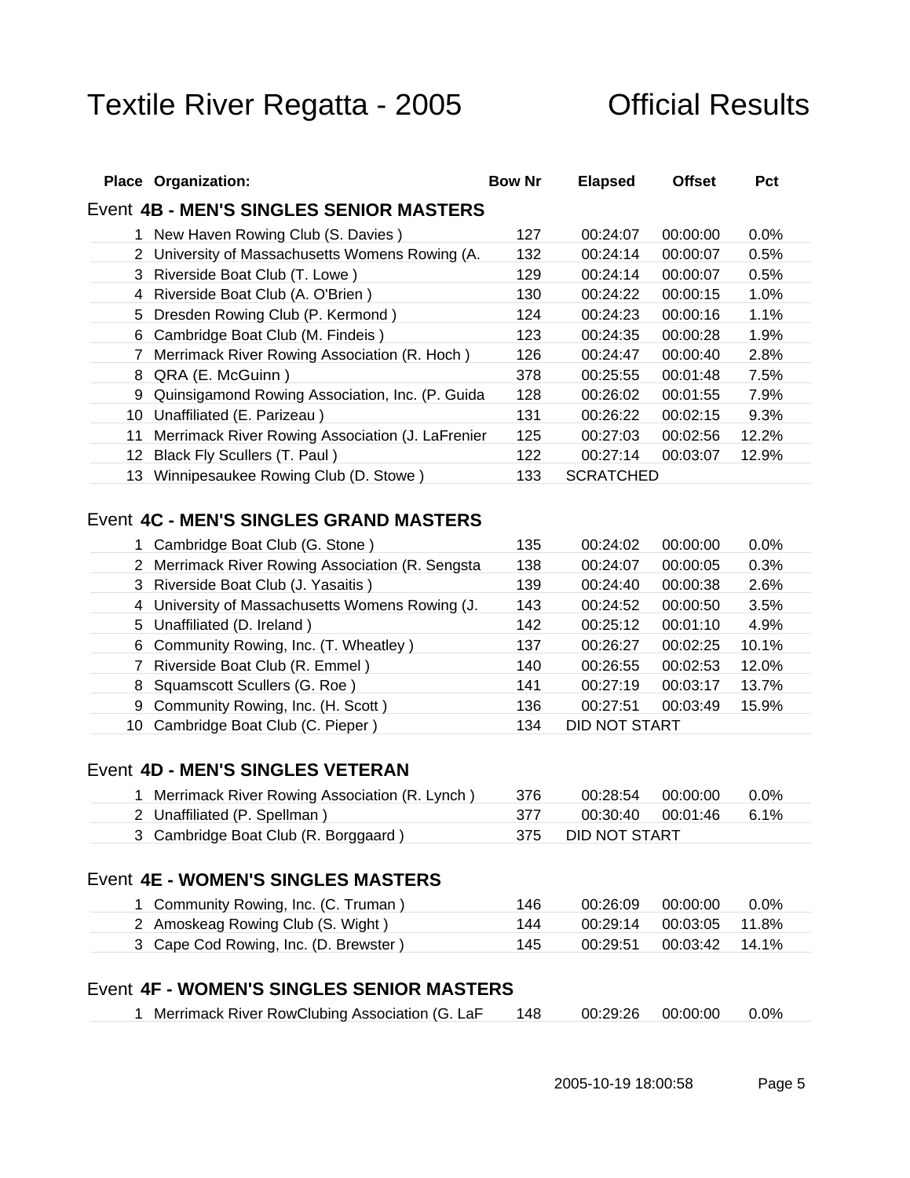# Textile River Regatta - 2005 Official Results

| Place | Organization: | Bow Nr | Elapsed | Offset | Pct |
|---|---|---|---|---|---|

## Event 4B - MEN'S SINGLES SENIOR MASTERS

| Place | Organization: | Bow Nr | Elapsed | Offset | Pct |
|---|---|---|---|---|---|
| 1 | New Haven Rowing Club (S. Davies ) | 127 | 00:24:07 | 00:00:00 | 0.0% |
| 2 | University of Massachusetts Womens Rowing (A. | 132 | 00:24:14 | 00:00:07 | 0.5% |
| 3 | Riverside Boat Club (T. Lowe ) | 129 | 00:24:14 | 00:00:07 | 0.5% |
| 4 | Riverside Boat Club (A. O'Brien ) | 130 | 00:24:22 | 00:00:15 | 1.0% |
| 5 | Dresden Rowing Club (P. Kermond ) | 124 | 00:24:23 | 00:00:16 | 1.1% |
| 6 | Cambridge Boat Club (M. Findeis ) | 123 | 00:24:35 | 00:00:28 | 1.9% |
| 7 | Merrimack River Rowing Association (R. Hoch ) | 126 | 00:24:47 | 00:00:40 | 2.8% |
| 8 | QRA (E. McGuinn ) | 378 | 00:25:55 | 00:01:48 | 7.5% |
| 9 | Quinsigamond Rowing Association, Inc. (P. Guida | 128 | 00:26:02 | 00:01:55 | 7.9% |
| 10 | Unaffiliated (E. Parizeau ) | 131 | 00:26:22 | 00:02:15 | 9.3% |
| 11 | Merrimack River Rowing Association (J. LaFrenier | 125 | 00:27:03 | 00:02:56 | 12.2% |
| 12 | Black Fly Scullers (T. Paul ) | 122 | 00:27:14 | 00:03:07 | 12.9% |
| 13 | Winnipesaukee Rowing Club (D. Stowe ) | 133 | SCRATCHED | | |

## Event 4C - MEN'S SINGLES GRAND MASTERS

| Place | Organization: | Bow Nr | Elapsed | Offset | Pct |
|---|---|---|---|---|---|
| 1 | Cambridge Boat Club (G. Stone ) | 135 | 00:24:02 | 00:00:00 | 0.0% |
| 2 | Merrimack River Rowing Association (R. Sengsta | 138 | 00:24:07 | 00:00:05 | 0.3% |
| 3 | Riverside Boat Club (J. Yasaitis ) | 139 | 00:24:40 | 00:00:38 | 2.6% |
| 4 | University of Massachusetts Womens Rowing (J. | 143 | 00:24:52 | 00:00:50 | 3.5% |
| 5 | Unaffiliated (D. Ireland ) | 142 | 00:25:12 | 00:01:10 | 4.9% |
| 6 | Community Rowing, Inc. (T. Wheatley ) | 137 | 00:26:27 | 00:02:25 | 10.1% |
| 7 | Riverside Boat Club (R. Emmel ) | 140 | 00:26:55 | 00:02:53 | 12.0% |
| 8 | Squamscott Scullers (G. Roe ) | 141 | 00:27:19 | 00:03:17 | 13.7% |
| 9 | Community Rowing, Inc. (H. Scott ) | 136 | 00:27:51 | 00:03:49 | 15.9% |
| 10 | Cambridge Boat Club (C. Pieper ) | 134 | DID NOT START | | |

## Event 4D - MEN'S SINGLES VETERAN

| Place | Organization: | Bow Nr | Elapsed | Offset | Pct |
|---|---|---|---|---|---|
| 1 | Merrimack River Rowing Association (R. Lynch ) | 376 | 00:28:54 | 00:00:00 | 0.0% |
| 2 | Unaffiliated (P. Spellman ) | 377 | 00:30:40 | 00:01:46 | 6.1% |
| 3 | Cambridge Boat Club (R. Borggaard ) | 375 | DID NOT START | | |

## Event 4E - WOMEN'S SINGLES MASTERS

| Place | Organization: | Bow Nr | Elapsed | Offset | Pct |
|---|---|---|---|---|---|
| 1 | Community Rowing, Inc. (C. Truman ) | 146 | 00:26:09 | 00:00:00 | 0.0% |
| 2 | Amoskeag Rowing Club (S. Wight ) | 144 | 00:29:14 | 00:03:05 | 11.8% |
| 3 | Cape Cod Rowing, Inc. (D. Brewster ) | 145 | 00:29:51 | 00:03:42 | 14.1% |

## Event 4F - WOMEN'S SINGLES SENIOR MASTERS

| Place | Organization: | Bow Nr | Elapsed | Offset | Pct |
|---|---|---|---|---|---|
| 1 | Merrimack River RowClubing Association (G. LaF | 148 | 00:29:26 | 00:00:00 | 0.0% |

2005-10-19 18:00:58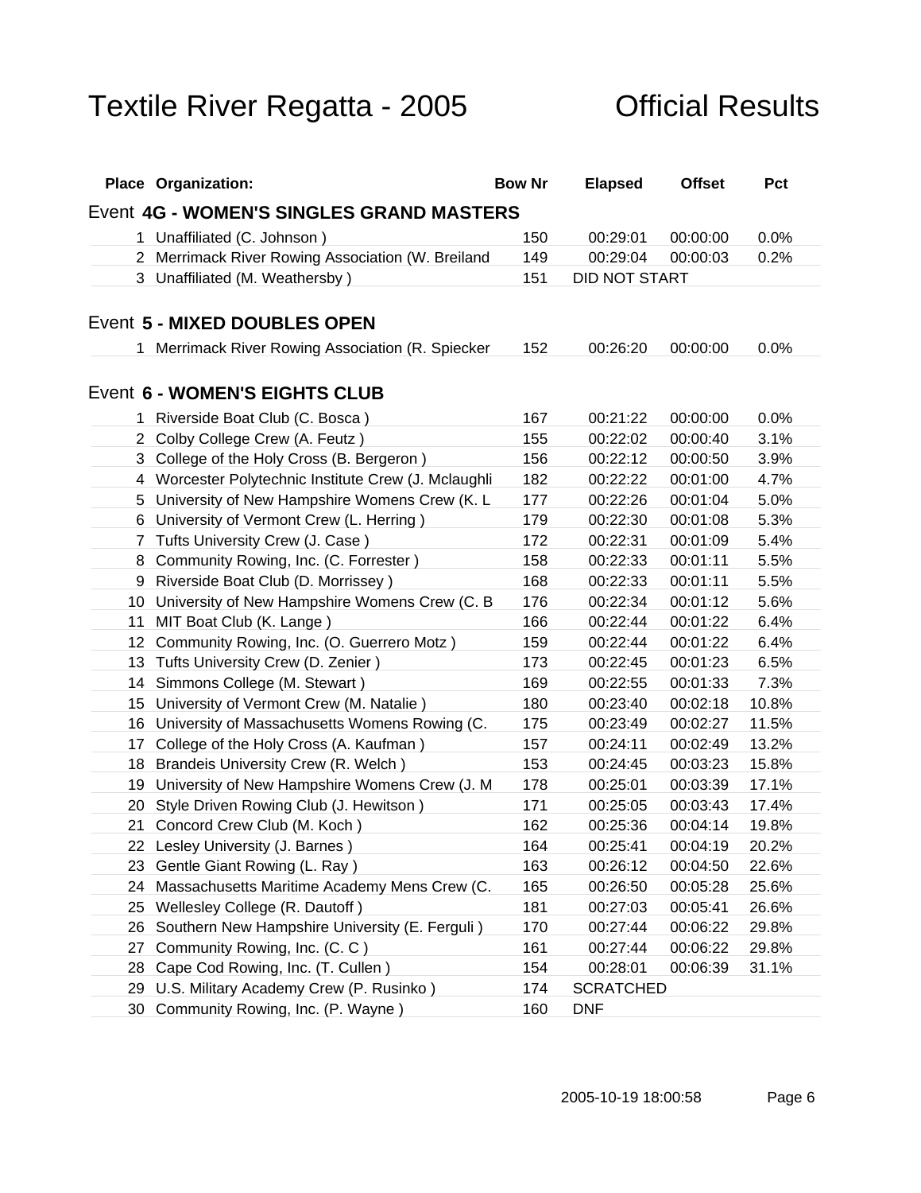# Textile River Regatta - 2005 Official Results

| Place | Organization: | Bow Nr | Elapsed | Offset | Pct |
|---|---|---|---|---|---|

## Event 4G - WOMEN'S SINGLES GRAND MASTERS

| Place | Organization: | Bow Nr | Elapsed | Offset | Pct |
|---|---|---|---|---|---|
| 1 | Unaffiliated (C. Johnson ) | 150 | 00:29:01 | 00:00:00 | 0.0% |
| 2 | Merrimack River Rowing Association (W. Breiland | 149 | 00:29:04 | 00:00:03 | 0.2% |
| 3 | Unaffiliated (M. Weathersby ) | 151 | DID NOT START | | |

## Event 5 - MIXED DOUBLES OPEN

| Place | Organization: | Bow Nr | Elapsed | Offset | Pct |
|---|---|---|---|---|---|
| 1 | Merrimack River Rowing Association (R. Spiecker | 152 | 00:26:20 | 00:00:00 | 0.0% |

## Event 6 - WOMEN'S EIGHTS CLUB

| Place | Organization: | Bow Nr | Elapsed | Offset | Pct |
|---|---|---|---|---|---|
| 1 | Riverside Boat Club (C. Bosca ) | 167 | 00:21:22 | 00:00:00 | 0.0% |
| 2 | Colby College Crew (A. Feutz ) | 155 | 00:22:02 | 00:00:40 | 3.1% |
| 3 | College of the Holy Cross (B. Bergeron ) | 156 | 00:22:12 | 00:00:50 | 3.9% |
| 4 | Worcester Polytechnic Institute Crew (J. Mclaughli | 182 | 00:22:22 | 00:01:00 | 4.7% |
| 5 | University of New Hampshire Womens Crew (K. L | 177 | 00:22:26 | 00:01:04 | 5.0% |
| 6 | University of Vermont Crew (L. Herring ) | 179 | 00:22:30 | 00:01:08 | 5.3% |
| 7 | Tufts University Crew (J. Case ) | 172 | 00:22:31 | 00:01:09 | 5.4% |
| 8 | Community Rowing, Inc. (C. Forrester ) | 158 | 00:22:33 | 00:01:11 | 5.5% |
| 9 | Riverside Boat Club (D. Morrissey ) | 168 | 00:22:33 | 00:01:11 | 5.5% |
| 10 | University of New Hampshire Womens Crew (C. B | 176 | 00:22:34 | 00:01:12 | 5.6% |
| 11 | MIT Boat Club (K. Lange ) | 166 | 00:22:44 | 00:01:22 | 6.4% |
| 12 | Community Rowing, Inc. (O. Guerrero Motz ) | 159 | 00:22:44 | 00:01:22 | 6.4% |
| 13 | Tufts University Crew (D. Zenier ) | 173 | 00:22:45 | 00:01:23 | 6.5% |
| 14 | Simmons College (M. Stewart ) | 169 | 00:22:55 | 00:01:33 | 7.3% |
| 15 | University of Vermont Crew (M. Natalie ) | 180 | 00:23:40 | 00:02:18 | 10.8% |
| 16 | University of Massachusetts Womens Rowing (C. | 175 | 00:23:49 | 00:02:27 | 11.5% |
| 17 | College of the Holy Cross (A. Kaufman ) | 157 | 00:24:11 | 00:02:49 | 13.2% |
| 18 | Brandeis University Crew (R. Welch ) | 153 | 00:24:45 | 00:03:23 | 15.8% |
| 19 | University of New Hampshire Womens Crew (J. M | 178 | 00:25:01 | 00:03:39 | 17.1% |
| 20 | Style Driven Rowing Club (J. Hewitson ) | 171 | 00:25:05 | 00:03:43 | 17.4% |
| 21 | Concord Crew Club (M. Koch ) | 162 | 00:25:36 | 00:04:14 | 19.8% |
| 22 | Lesley University (J. Barnes ) | 164 | 00:25:41 | 00:04:19 | 20.2% |
| 23 | Gentle Giant Rowing (L. Ray ) | 163 | 00:26:12 | 00:04:50 | 22.6% |
| 24 | Massachusetts Maritime Academy Mens Crew (C. | 165 | 00:26:50 | 00:05:28 | 25.6% |
| 25 | Wellesley College (R. Dautoff ) | 181 | 00:27:03 | 00:05:41 | 26.6% |
| 26 | Southern New Hampshire University (E. Ferguli ) | 170 | 00:27:44 | 00:06:22 | 29.8% |
| 27 | Community Rowing, Inc. (C. C ) | 161 | 00:27:44 | 00:06:22 | 29.8% |
| 28 | Cape Cod Rowing, Inc. (T. Cullen ) | 154 | 00:28:01 | 00:06:39 | 31.1% |
| 29 | U.S. Military Academy Crew (P. Rusinko ) | 174 | SCRATCHED | | |
| 30 | Community Rowing, Inc. (P. Wayne ) | 160 | DNF | | |

2005-10-19 18:00:58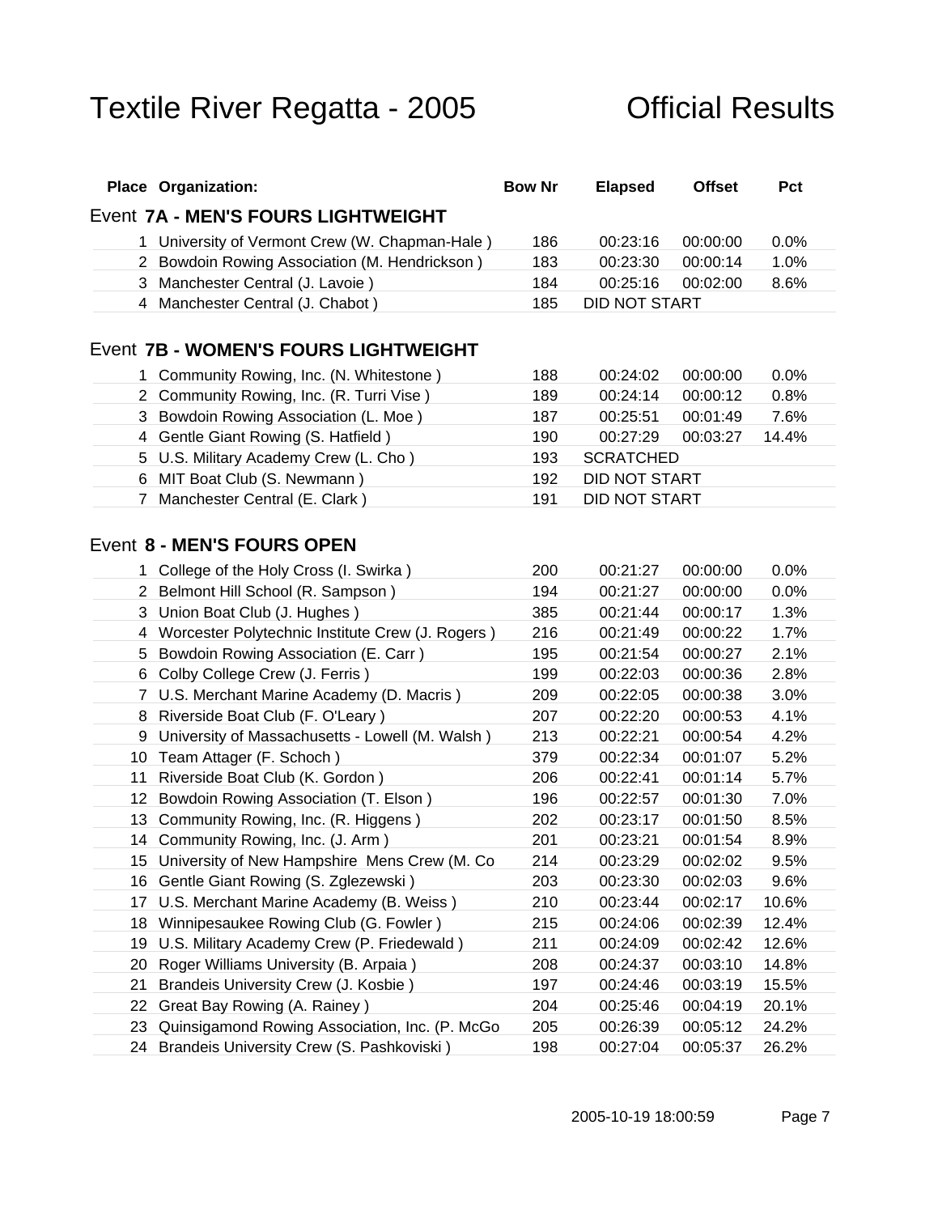# Textile River Regatta - 2005 Official Results

| Place | Organization: | Bow Nr | Elapsed | Offset | Pct |
|---|---|---|---|---|---|
| **Event 7A - MEN'S FOURS LIGHTWEIGHT** | | | | | |
| 1 | University of Vermont Crew (W. Chapman-Hale ) | 186 | 00:23:16 | 00:00:00 | 0.0% |
| 2 | Bowdoin Rowing Association (M. Hendrickson ) | 183 | 00:23:30 | 00:00:14 | 1.0% |
| 3 | Manchester Central (J. Lavoie ) | 184 | 00:25:16 | 00:02:00 | 8.6% |
| 4 | Manchester Central (J. Chabot ) | 185 | DID NOT START | | |
| **Event 7B - WOMEN'S FOURS LIGHTWEIGHT** | | | | | |
| 1 | Community Rowing, Inc. (N. Whitestone ) | 188 | 00:24:02 | 00:00:00 | 0.0% |
| 2 | Community Rowing, Inc. (R. Turri Vise ) | 189 | 00:24:14 | 00:00:12 | 0.8% |
| 3 | Bowdoin Rowing Association (L. Moe ) | 187 | 00:25:51 | 00:01:49 | 7.6% |
| 4 | Gentle Giant Rowing (S. Hatfield ) | 190 | 00:27:29 | 00:03:27 | 14.4% |
| 5 | U.S. Military Academy Crew (L. Cho ) | 193 | SCRATCHED | | |
| 6 | MIT Boat Club (S. Newmann ) | 192 | DID NOT START | | |
| 7 | Manchester Central (E. Clark ) | 191 | DID NOT START | | |
| **Event 8 - MEN'S FOURS OPEN** | | | | | |
| 1 | College of the Holy Cross (I. Swirka ) | 200 | 00:21:27 | 00:00:00 | 0.0% |
| 2 | Belmont Hill School (R. Sampson ) | 194 | 00:21:27 | 00:00:00 | 0.0% |
| 3 | Union Boat Club (J. Hughes ) | 385 | 00:21:44 | 00:00:17 | 1.3% |
| 4 | Worcester Polytechnic Institute Crew (J. Rogers ) | 216 | 00:21:49 | 00:00:22 | 1.7% |
| 5 | Bowdoin Rowing Association (E. Carr ) | 195 | 00:21:54 | 00:00:27 | 2.1% |
| 6 | Colby College Crew (J. Ferris ) | 199 | 00:22:03 | 00:00:36 | 2.8% |
| 7 | U.S. Merchant Marine Academy (D. Macris ) | 209 | 00:22:05 | 00:00:38 | 3.0% |
| 8 | Riverside Boat Club (F. O'Leary ) | 207 | 00:22:20 | 00:00:53 | 4.1% |
| 9 | University of Massachusetts - Lowell (M. Walsh ) | 213 | 00:22:21 | 00:00:54 | 4.2% |
| 10 | Team Attager (F. Schoch ) | 379 | 00:22:34 | 00:01:07 | 5.2% |
| 11 | Riverside Boat Club (K. Gordon ) | 206 | 00:22:41 | 00:01:14 | 5.7% |
| 12 | Bowdoin Rowing Association (T. Elson ) | 196 | 00:22:57 | 00:01:30 | 7.0% |
| 13 | Community Rowing, Inc. (R. Higgens ) | 202 | 00:23:17 | 00:01:50 | 8.5% |
| 14 | Community Rowing, Inc. (J. Arm ) | 201 | 00:23:21 | 00:01:54 | 8.9% |
| 15 | University of New Hampshire Mens Crew (M. Co | 214 | 00:23:29 | 00:02:02 | 9.5% |
| 16 | Gentle Giant Rowing (S. Zglezewski ) | 203 | 00:23:30 | 00:02:03 | 9.6% |
| 17 | U.S. Merchant Marine Academy (B. Weiss ) | 210 | 00:23:44 | 00:02:17 | 10.6% |
| 18 | Winnipesaukee Rowing Club (G. Fowler ) | 215 | 00:24:06 | 00:02:39 | 12.4% |
| 19 | U.S. Military Academy Crew (P. Friedewald ) | 211 | 00:24:09 | 00:02:42 | 12.6% |
| 20 | Roger Williams University (B. Arpaia ) | 208 | 00:24:37 | 00:03:10 | 14.8% |
| 21 | Brandeis University Crew (J. Kosbie ) | 197 | 00:24:46 | 00:03:19 | 15.5% |
| 22 | Great Bay Rowing (A. Rainey ) | 204 | 00:25:46 | 00:04:19 | 20.1% |
| 23 | Quinsigamond Rowing Association, Inc. (P. McGo | 205 | 00:26:39 | 00:05:12 | 24.2% |
| 24 | Brandeis University Crew (S. Pashkoviski ) | 198 | 00:27:04 | 00:05:37 | 26.2% |

2005-10-19 18:00:59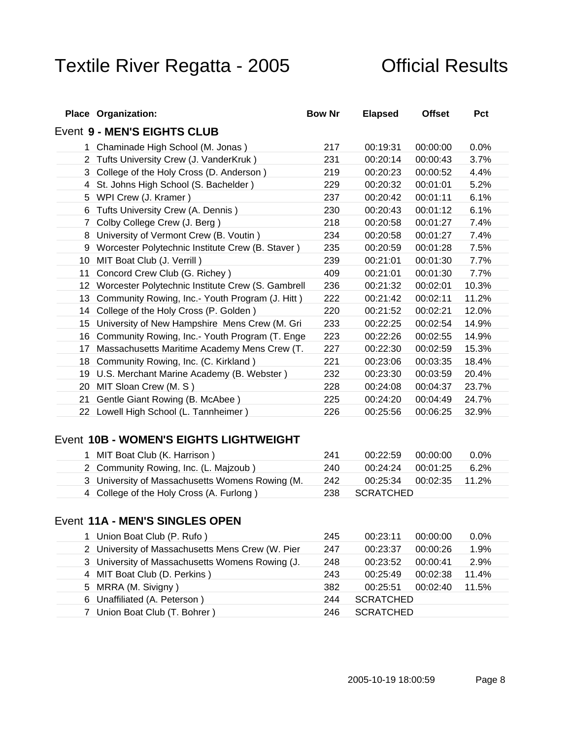# Textile River Regatta - 2005 Official Results

## Event 9 - MEN'S EIGHTS CLUB

| Place | Organization: | Bow Nr | Elapsed | Offset | Pct |
|---|---|---|---|---|---|
| 1 | Chaminade High School (M. Jonas ) | 217 | 00:19:31 | 00:00:00 | 0.0% |
| 2 | Tufts University Crew (J. VanderKruk ) | 231 | 00:20:14 | 00:00:43 | 3.7% |
| 3 | College of the Holy Cross (D. Anderson ) | 219 | 00:20:23 | 00:00:52 | 4.4% |
| 4 | St. Johns High School (S. Bachelder ) | 229 | 00:20:32 | 00:01:01 | 5.2% |
| 5 | WPI Crew (J. Kramer ) | 237 | 00:20:42 | 00:01:11 | 6.1% |
| 6 | Tufts University Crew (A. Dennis ) | 230 | 00:20:43 | 00:01:12 | 6.1% |
| 7 | Colby College Crew (J. Berg ) | 218 | 00:20:58 | 00:01:27 | 7.4% |
| 8 | University of Vermont Crew (B. Voutin ) | 234 | 00:20:58 | 00:01:27 | 7.4% |
| 9 | Worcester Polytechnic Institute Crew (B. Staver ) | 235 | 00:20:59 | 00:01:28 | 7.5% |
| 10 | MIT Boat Club (J. Verrill ) | 239 | 00:21:01 | 00:01:30 | 7.7% |
| 11 | Concord Crew Club (G. Richey ) | 409 | 00:21:01 | 00:01:30 | 7.7% |
| 12 | Worcester Polytechnic Institute Crew (S. Gambrell | 236 | 00:21:32 | 00:02:01 | 10.3% |
| 13 | Community Rowing, Inc.- Youth Program (J. Hitt ) | 222 | 00:21:42 | 00:02:11 | 11.2% |
| 14 | College of the Holy Cross (P. Golden ) | 220 | 00:21:52 | 00:02:21 | 12.0% |
| 15 | University of New Hampshire Mens Crew (M. Gri | 233 | 00:22:25 | 00:02:54 | 14.9% |
| 16 | Community Rowing, Inc.- Youth Program (T. Enge | 223 | 00:22:26 | 00:02:55 | 14.9% |
| 17 | Massachusetts Maritime Academy Mens Crew (T. | 227 | 00:22:30 | 00:02:59 | 15.3% |
| 18 | Community Rowing, Inc. (C. Kirkland ) | 221 | 00:23:06 | 00:03:35 | 18.4% |
| 19 | U.S. Merchant Marine Academy (B. Webster ) | 232 | 00:23:30 | 00:03:59 | 20.4% |
| 20 | MIT Sloan Crew (M. S ) | 228 | 00:24:08 | 00:04:37 | 23.7% |
| 21 | Gentle Giant Rowing (B. McAbee ) | 225 | 00:24:20 | 00:04:49 | 24.7% |
| 22 | Lowell High School (L. Tannheimer ) | 226 | 00:25:56 | 00:06:25 | 32.9% |

## Event 10B - WOMEN'S EIGHTS LIGHTWEIGHT

| Place | Organization: | Bow Nr | Elapsed | Offset | Pct |
|---|---|---|---|---|---|
| 1 | MIT Boat Club (K. Harrison ) | 241 | 00:22:59 | 00:00:00 | 0.0% |
| 2 | Community Rowing, Inc. (L. Majzoub ) | 240 | 00:24:24 | 00:01:25 | 6.2% |
| 3 | University of Massachusetts Womens Rowing (M. | 242 | 00:25:34 | 00:02:35 | 11.2% |
| 4 | College of the Holy Cross (A. Furlong ) | 238 | SCRATCHED | | |

## Event 11A - MEN'S SINGLES OPEN

| Place | Organization: | Bow Nr | Elapsed | Offset | Pct |
|---|---|---|---|---|---|
| 1 | Union Boat Club (P. Rufo ) | 245 | 00:23:11 | 00:00:00 | 0.0% |
| 2 | University of Massachusetts Mens Crew (W. Pier | 247 | 00:23:37 | 00:00:26 | 1.9% |
| 3 | University of Massachusetts Womens Rowing (J. | 248 | 00:23:52 | 00:00:41 | 2.9% |
| 4 | MIT Boat Club (D. Perkins ) | 243 | 00:25:49 | 00:02:38 | 11.4% |
| 5 | MRRA (M. Sivigny ) | 382 | 00:25:51 | 00:02:40 | 11.5% |
| 6 | Unaffiliated (A. Peterson ) | 244 | SCRATCHED | | |
| 7 | Union Boat Club (T. Bohrer ) | 246 | SCRATCHED | | |

2005-10-19 18:00:59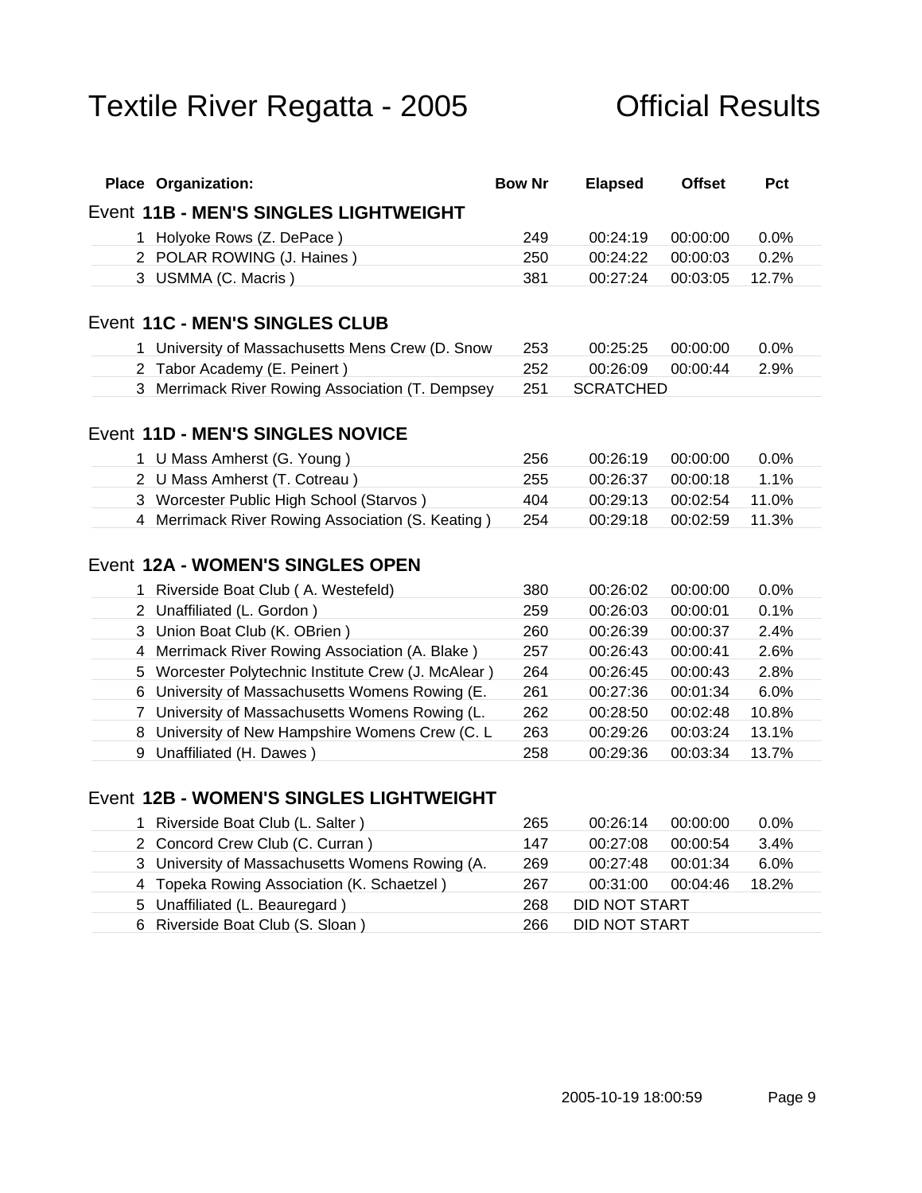# Textile River Regatta - 2005 Official Results

| Place | Organization: | Bow Nr | Elapsed | Offset | Pct |
|---|---|---|---|---|---|

## Event 11B - MEN'S SINGLES LIGHTWEIGHT

| Place | Organization: | Bow Nr | Elapsed | Offset | Pct |
|---|---|---|---|---|---|
| 1 | Holyoke Rows (Z. DePace ) | 249 | 00:24:19 | 00:00:00 | 0.0% |
| 2 | POLAR ROWING (J. Haines ) | 250 | 00:24:22 | 00:00:03 | 0.2% |
| 3 | USMMA (C. Macris ) | 381 | 00:27:24 | 00:03:05 | 12.7% |

## Event 11C - MEN'S SINGLES CLUB

| Place | Organization: | Bow Nr | Elapsed | Offset | Pct |
|---|---|---|---|---|---|
| 1 | University of Massachusetts Mens Crew (D. Snow | 253 | 00:25:25 | 00:00:00 | 0.0% |
| 2 | Tabor Academy (E. Peinert ) | 252 | 00:26:09 | 00:00:44 | 2.9% |
| 3 | Merrimack River Rowing Association (T. Dempsey | 251 | SCRATCHED | | |

## Event 11D - MEN'S SINGLES NOVICE

| Place | Organization: | Bow Nr | Elapsed | Offset | Pct |
|---|---|---|---|---|---|
| 1 | U Mass Amherst (G. Young ) | 256 | 00:26:19 | 00:00:00 | 0.0% |
| 2 | U Mass Amherst (T. Cotreau ) | 255 | 00:26:37 | 00:00:18 | 1.1% |
| 3 | Worcester Public High School (Starvos ) | 404 | 00:29:13 | 00:02:54 | 11.0% |
| 4 | Merrimack River Rowing Association (S. Keating ) | 254 | 00:29:18 | 00:02:59 | 11.3% |

## Event 12A - WOMEN'S SINGLES OPEN

| Place | Organization: | Bow Nr | Elapsed | Offset | Pct |
|---|---|---|---|---|---|
| 1 | Riverside Boat Club ( A. Westefeld) | 380 | 00:26:02 | 00:00:00 | 0.0% |
| 2 | Unaffiliated (L. Gordon ) | 259 | 00:26:03 | 00:00:01 | 0.1% |
| 3 | Union Boat Club (K. OBrien ) | 260 | 00:26:39 | 00:00:37 | 2.4% |
| 4 | Merrimack River Rowing Association (A. Blake ) | 257 | 00:26:43 | 00:00:41 | 2.6% |
| 5 | Worcester Polytechnic Institute Crew (J. McAlear ) | 264 | 00:26:45 | 00:00:43 | 2.8% |
| 6 | University of Massachusetts Womens Rowing (E. | 261 | 00:27:36 | 00:01:34 | 6.0% |
| 7 | University of Massachusetts Womens Rowing (L. | 262 | 00:28:50 | 00:02:48 | 10.8% |
| 8 | University of New Hampshire Womens Crew (C. L | 263 | 00:29:26 | 00:03:24 | 13.1% |
| 9 | Unaffiliated (H. Dawes ) | 258 | 00:29:36 | 00:03:34 | 13.7% |

## Event 12B - WOMEN'S SINGLES LIGHTWEIGHT

| Place | Organization: | Bow Nr | Elapsed | Offset | Pct |
|---|---|---|---|---|---|
| 1 | Riverside Boat Club (L. Salter ) | 265 | 00:26:14 | 00:00:00 | 0.0% |
| 2 | Concord Crew Club (C. Curran ) | 147 | 00:27:08 | 00:00:54 | 3.4% |
| 3 | University of Massachusetts Womens Rowing (A. | 269 | 00:27:48 | 00:01:34 | 6.0% |
| 4 | Topeka Rowing Association (K. Schaetzel ) | 267 | 00:31:00 | 00:04:46 | 18.2% |
| 5 | Unaffiliated (L. Beauregard ) | 268 | DID NOT START | | |
| 6 | Riverside Boat Club (S. Sloan ) | 266 | DID NOT START | | |

2005-10-19 18:00:59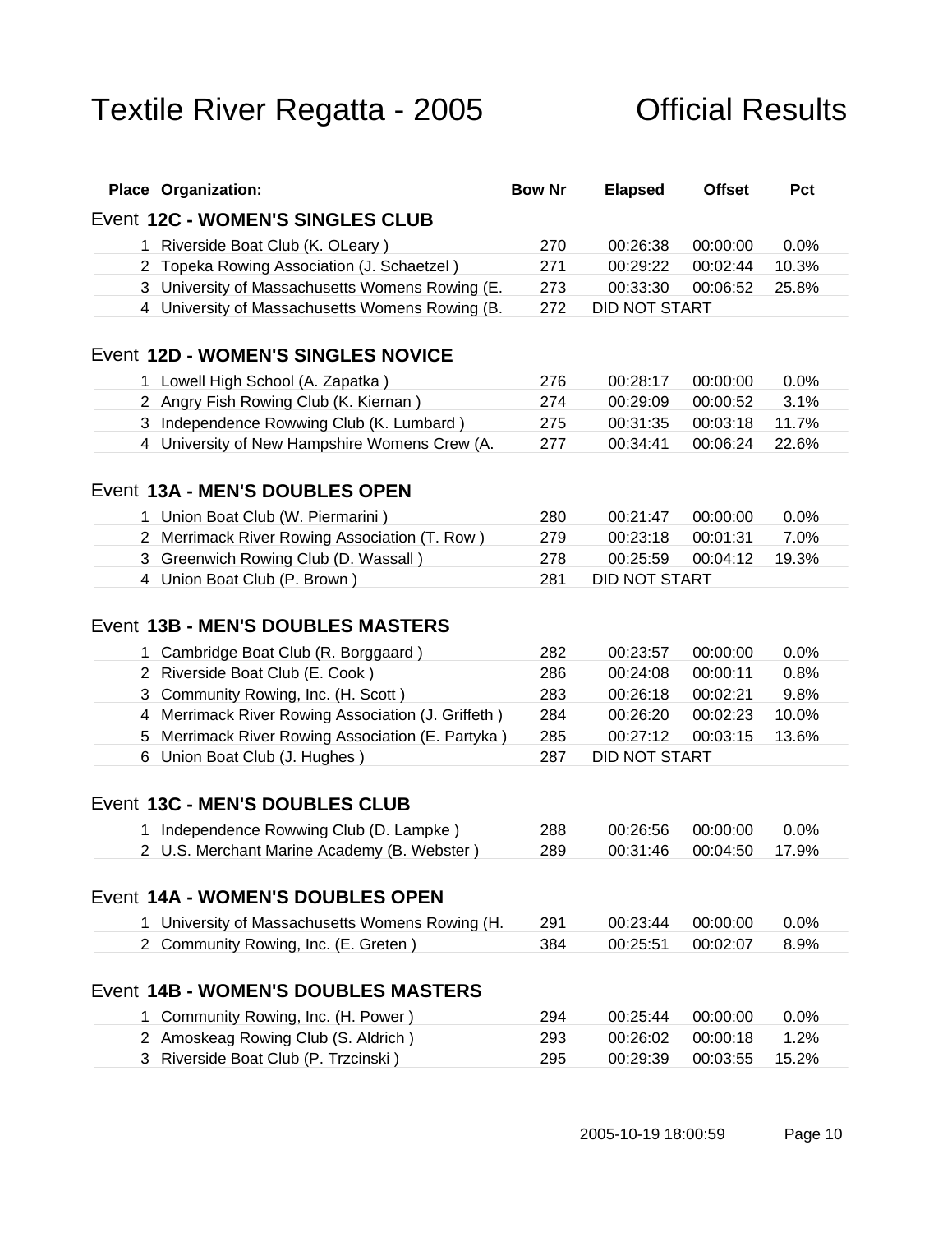# Textile River Regatta - 2005 — Official Results

| Place | Organization: | Bow Nr | Elapsed | Offset | Pct |
|---|---|---|---|---|---|
| **Event 12C - WOMEN'S SINGLES CLUB** | | | | | |
| 1 | Riverside Boat Club (K. OLeary ) | 270 | 00:26:38 | 00:00:00 | 0.0% |
| 2 | Topeka Rowing Association (J. Schaetzel ) | 271 | 00:29:22 | 00:02:44 | 10.3% |
| 3 | University of Massachusetts Womens Rowing (E. | 273 | 00:33:30 | 00:06:52 | 25.8% |
| 4 | University of Massachusetts Womens Rowing (B. | 272 | DID NOT START | | |
| **Event 12D - WOMEN'S SINGLES NOVICE** | | | | | |
| 1 | Lowell High School (A. Zapatka ) | 276 | 00:28:17 | 00:00:00 | 0.0% |
| 2 | Angry Fish Rowing Club (K. Kiernan ) | 274 | 00:29:09 | 00:00:52 | 3.1% |
| 3 | Independence Rowwing Club (K. Lumbard ) | 275 | 00:31:35 | 00:03:18 | 11.7% |
| 4 | University of New Hampshire Womens Crew (A. | 277 | 00:34:41 | 00:06:24 | 22.6% |
| **Event 13A - MEN'S DOUBLES OPEN** | | | | | |
| 1 | Union Boat Club (W. Piermarini ) | 280 | 00:21:47 | 00:00:00 | 0.0% |
| 2 | Merrimack River Rowing Association (T. Row ) | 279 | 00:23:18 | 00:01:31 | 7.0% |
| 3 | Greenwich Rowing Club (D. Wassall ) | 278 | 00:25:59 | 00:04:12 | 19.3% |
| 4 | Union Boat Club (P. Brown ) | 281 | DID NOT START | | |
| **Event 13B - MEN'S DOUBLES MASTERS** | | | | | |
| 1 | Cambridge Boat Club (R. Borggaard ) | 282 | 00:23:57 | 00:00:00 | 0.0% |
| 2 | Riverside Boat Club (E. Cook ) | 286 | 00:24:08 | 00:00:11 | 0.8% |
| 3 | Community Rowing, Inc. (H. Scott ) | 283 | 00:26:18 | 00:02:21 | 9.8% |
| 4 | Merrimack River Rowing Association (J. Griffeth ) | 284 | 00:26:20 | 00:02:23 | 10.0% |
| 5 | Merrimack River Rowing Association (E. Partyka ) | 285 | 00:27:12 | 00:03:15 | 13.6% |
| 6 | Union Boat Club (J. Hughes ) | 287 | DID NOT START | | |
| **Event 13C - MEN'S DOUBLES CLUB** | | | | | |
| 1 | Independence Rowwing Club (D. Lampke ) | 288 | 00:26:56 | 00:00:00 | 0.0% |
| 2 | U.S. Merchant Marine Academy (B. Webster ) | 289 | 00:31:46 | 00:04:50 | 17.9% |
| **Event 14A - WOMEN'S DOUBLES OPEN** | | | | | |
| 1 | University of Massachusetts Womens Rowing (H. | 291 | 00:23:44 | 00:00:00 | 0.0% |
| 2 | Community Rowing, Inc. (E. Greten ) | 384 | 00:25:51 | 00:02:07 | 8.9% |
| **Event 14B - WOMEN'S DOUBLES MASTERS** | | | | | |
| 1 | Community Rowing, Inc. (H. Power ) | 294 | 00:25:44 | 00:00:00 | 0.0% |
| 2 | Amoskeag Rowing Club (S. Aldrich ) | 293 | 00:26:02 | 00:00:18 | 1.2% |
| 3 | Riverside Boat Club (P. Trzcinski ) | 295 | 00:29:39 | 00:03:55 | 15.2% |

2005-10-19 18:00:59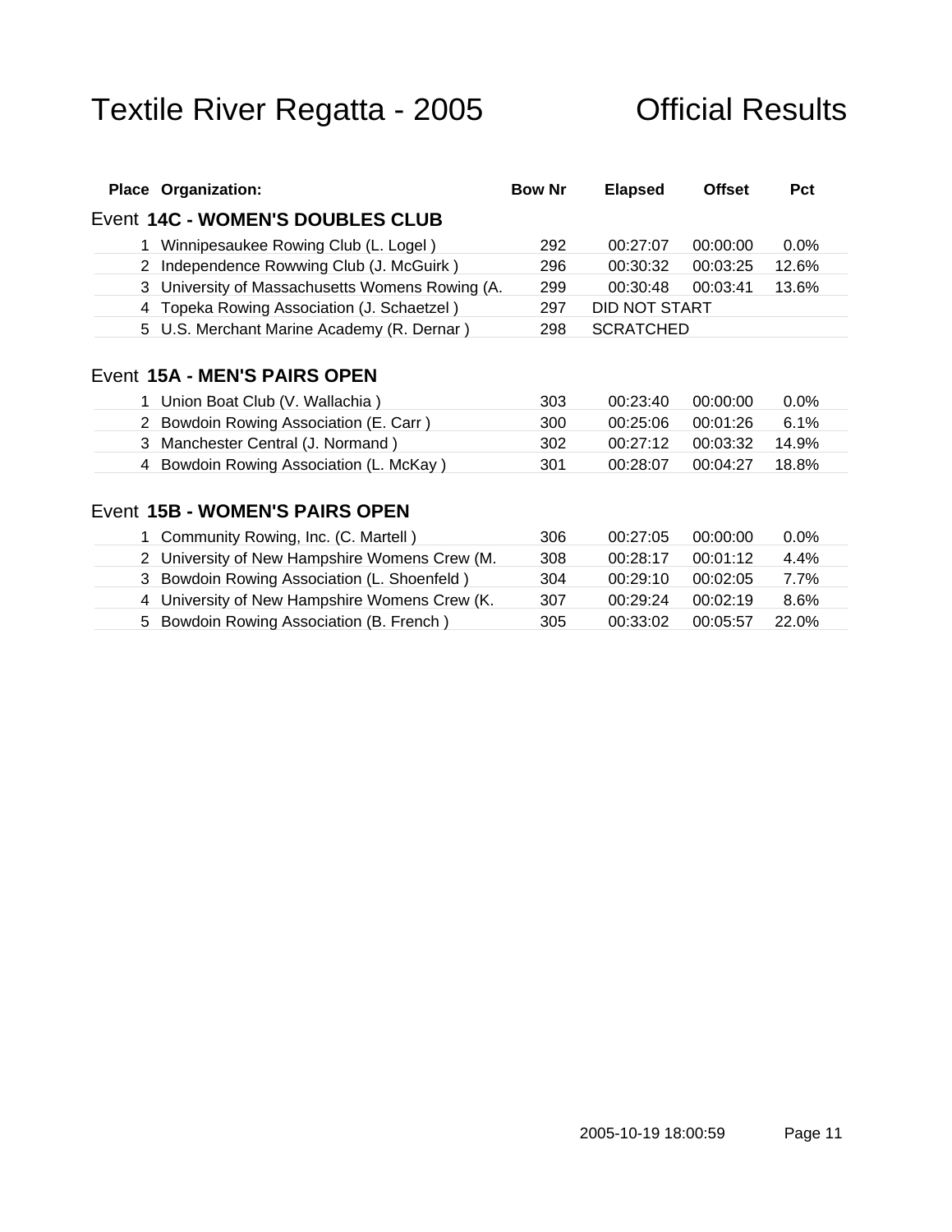# Textile River Regatta - 2005 Official Results

| Place | Organization: | Bow Nr | Elapsed | Offset | Pct |
|---|---|---|---|---|---|

## Event 14C - WOMEN'S DOUBLES CLUB

| Place | Organization: | Bow Nr | Elapsed | Offset | Pct |
|---|---|---|---|---|---|
| 1 | Winnipesaukee Rowing Club (L. Logel ) | 292 | 00:27:07 | 00:00:00 | 0.0% |
| 2 | Independence Rowwing Club (J. McGuirk ) | 296 | 00:30:32 | 00:03:25 | 12.6% |
| 3 | University of Massachusetts Womens Rowing (A. | 299 | 00:30:48 | 00:03:41 | 13.6% |
| 4 | Topeka Rowing Association (J. Schaetzel ) | 297 | DID NOT START | | |
| 5 | U.S. Merchant Marine Academy (R. Dernar ) | 298 | SCRATCHED | | |

## Event 15A - MEN'S PAIRS OPEN

| Place | Organization: | Bow Nr | Elapsed | Offset | Pct |
|---|---|---|---|---|---|
| 1 | Union Boat Club (V. Wallachia ) | 303 | 00:23:40 | 00:00:00 | 0.0% |
| 2 | Bowdoin Rowing Association (E. Carr ) | 300 | 00:25:06 | 00:01:26 | 6.1% |
| 3 | Manchester Central (J. Normand ) | 302 | 00:27:12 | 00:03:32 | 14.9% |
| 4 | Bowdoin Rowing Association (L. McKay ) | 301 | 00:28:07 | 00:04:27 | 18.8% |

## Event 15B - WOMEN'S PAIRS OPEN

| Place | Organization: | Bow Nr | Elapsed | Offset | Pct |
|---|---|---|---|---|---|
| 1 | Community Rowing, Inc. (C. Martell ) | 306 | 00:27:05 | 00:00:00 | 0.0% |
| 2 | University of New Hampshire Womens Crew (M. | 308 | 00:28:17 | 00:01:12 | 4.4% |
| 3 | Bowdoin Rowing Association (L. Shoenfeld ) | 304 | 00:29:10 | 00:02:05 | 7.7% |
| 4 | University of New Hampshire Womens Crew (K. | 307 | 00:29:24 | 00:02:19 | 8.6% |
| 5 | Bowdoin Rowing Association (B. French ) | 305 | 00:33:02 | 00:05:57 | 22.0% |

2005-10-19 18:00:59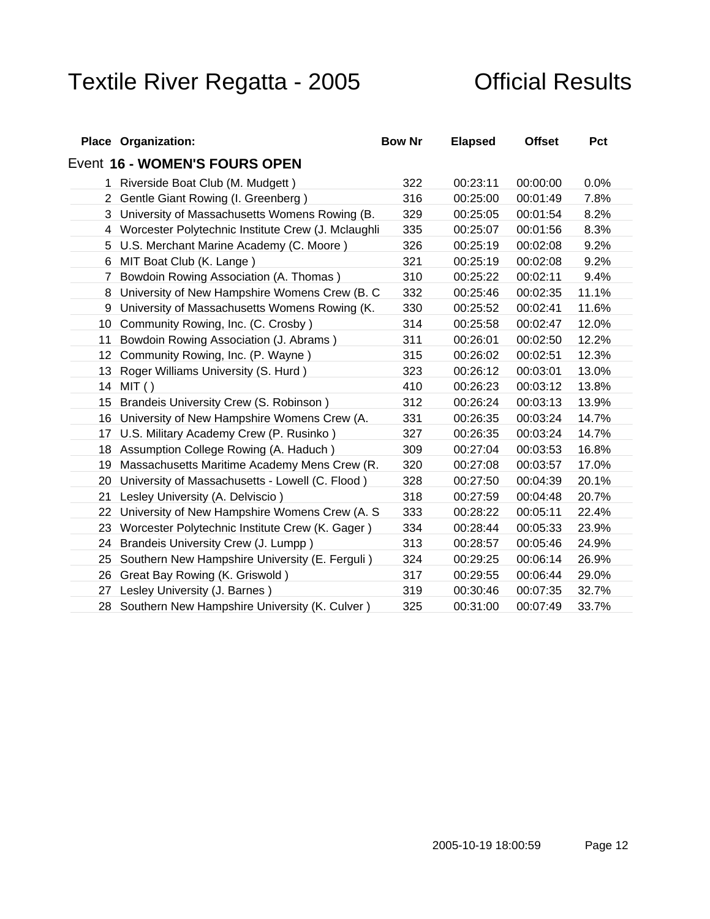# Textile River Regatta - 2005 Official Results

| Place | Organization: | Bow Nr | Elapsed | Offset | Pct |
|---|---|---|---|---|---|
| Event **16 - WOMEN'S FOURS OPEN** | | | | | |
| 1 | Riverside Boat Club (M. Mudgett ) | 322 | 00:23:11 | 00:00:00 | 0.0% |
| 2 | Gentle Giant Rowing (I. Greenberg ) | 316 | 00:25:00 | 00:01:49 | 7.8% |
| 3 | University of Massachusetts Womens Rowing (B. | 329 | 00:25:05 | 00:01:54 | 8.2% |
| 4 | Worcester Polytechnic Institute Crew (J. Mclaughli | 335 | 00:25:07 | 00:01:56 | 8.3% |
| 5 | U.S. Merchant Marine Academy (C. Moore ) | 326 | 00:25:19 | 00:02:08 | 9.2% |
| 6 | MIT Boat Club (K. Lange ) | 321 | 00:25:19 | 00:02:08 | 9.2% |
| 7 | Bowdoin Rowing Association (A. Thomas ) | 310 | 00:25:22 | 00:02:11 | 9.4% |
| 8 | University of New Hampshire Womens Crew (B. C | 332 | 00:25:46 | 00:02:35 | 11.1% |
| 9 | University of Massachusetts Womens Rowing (K. | 330 | 00:25:52 | 00:02:41 | 11.6% |
| 10 | Community Rowing, Inc. (C. Crosby ) | 314 | 00:25:58 | 00:02:47 | 12.0% |
| 11 | Bowdoin Rowing Association (J. Abrams ) | 311 | 00:26:01 | 00:02:50 | 12.2% |
| 12 | Community Rowing, Inc. (P. Wayne ) | 315 | 00:26:02 | 00:02:51 | 12.3% |
| 13 | Roger Williams University (S. Hurd ) | 323 | 00:26:12 | 00:03:01 | 13.0% |
| 14 | MIT ( ) | 410 | 00:26:23 | 00:03:12 | 13.8% |
| 15 | Brandeis University Crew (S. Robinson ) | 312 | 00:26:24 | 00:03:13 | 13.9% |
| 16 | University of New Hampshire Womens Crew (A. | 331 | 00:26:35 | 00:03:24 | 14.7% |
| 17 | U.S. Military Academy Crew (P. Rusinko ) | 327 | 00:26:35 | 00:03:24 | 14.7% |
| 18 | Assumption College Rowing (A. Haduch ) | 309 | 00:27:04 | 00:03:53 | 16.8% |
| 19 | Massachusetts Maritime Academy Mens Crew (R. | 320 | 00:27:08 | 00:03:57 | 17.0% |
| 20 | University of Massachusetts - Lowell (C. Flood ) | 328 | 00:27:50 | 00:04:39 | 20.1% |
| 21 | Lesley University (A. Delviscio ) | 318 | 00:27:59 | 00:04:48 | 20.7% |
| 22 | University of New Hampshire Womens Crew (A. S | 333 | 00:28:22 | 00:05:11 | 22.4% |
| 23 | Worcester Polytechnic Institute Crew (K. Gager ) | 334 | 00:28:44 | 00:05:33 | 23.9% |
| 24 | Brandeis University Crew (J. Lumpp ) | 313 | 00:28:57 | 00:05:46 | 24.9% |
| 25 | Southern New Hampshire University (E. Ferguli ) | 324 | 00:29:25 | 00:06:14 | 26.9% |
| 26 | Great Bay Rowing (K. Griswold ) | 317 | 00:29:55 | 00:06:44 | 29.0% |
| 27 | Lesley University (J. Barnes ) | 319 | 00:30:46 | 00:07:35 | 32.7% |
| 28 | Southern New Hampshire University (K. Culver ) | 325 | 00:31:00 | 00:07:49 | 33.7% |

2005-10-19 18:00:59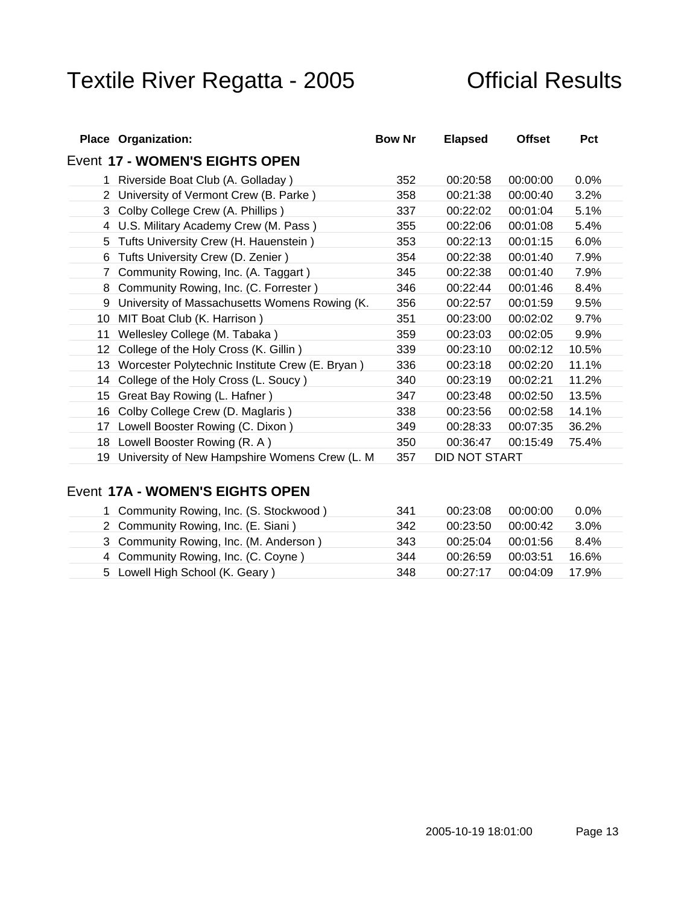# Textile River Regatta - 2005 Official Results

## Event 17 - WOMEN'S EIGHTS OPEN

| Place | Organization: | Bow Nr | Elapsed | Offset | Pct |
|---|---|---|---|---|---|
| 1 | Riverside Boat Club (A. Golladay ) | 352 | 00:20:58 | 00:00:00 | 0.0% |
| 2 | University of Vermont Crew (B. Parke ) | 358 | 00:21:38 | 00:00:40 | 3.2% |
| 3 | Colby College Crew (A. Phillips ) | 337 | 00:22:02 | 00:01:04 | 5.1% |
| 4 | U.S. Military Academy Crew (M. Pass ) | 355 | 00:22:06 | 00:01:08 | 5.4% |
| 5 | Tufts University Crew (H. Hauenstein ) | 353 | 00:22:13 | 00:01:15 | 6.0% |
| 6 | Tufts University Crew (D. Zenier ) | 354 | 00:22:38 | 00:01:40 | 7.9% |
| 7 | Community Rowing, Inc. (A. Taggart ) | 345 | 00:22:38 | 00:01:40 | 7.9% |
| 8 | Community Rowing, Inc. (C. Forrester ) | 346 | 00:22:44 | 00:01:46 | 8.4% |
| 9 | University of Massachusetts Womens Rowing (K. | 356 | 00:22:57 | 00:01:59 | 9.5% |
| 10 | MIT Boat Club (K. Harrison ) | 351 | 00:23:00 | 00:02:02 | 9.7% |
| 11 | Wellesley College (M. Tabaka ) | 359 | 00:23:03 | 00:02:05 | 9.9% |
| 12 | College of the Holy Cross (K. Gillin ) | 339 | 00:23:10 | 00:02:12 | 10.5% |
| 13 | Worcester Polytechnic Institute Crew (E. Bryan ) | 336 | 00:23:18 | 00:02:20 | 11.1% |
| 14 | College of the Holy Cross (L. Soucy ) | 340 | 00:23:19 | 00:02:21 | 11.2% |
| 15 | Great Bay Rowing (L. Hafner ) | 347 | 00:23:48 | 00:02:50 | 13.5% |
| 16 | Colby College Crew (D. Maglaris ) | 338 | 00:23:56 | 00:02:58 | 14.1% |
| 17 | Lowell Booster Rowing (C. Dixon ) | 349 | 00:28:33 | 00:07:35 | 36.2% |
| 18 | Lowell Booster Rowing (R. A ) | 350 | 00:36:47 | 00:15:49 | 75.4% |
| 19 | University of New Hampshire Womens Crew (L. M | 357 | DID NOT START | | |

## Event 17A - WOMEN'S EIGHTS OPEN

| Place | Organization: | Bow Nr | Elapsed | Offset | Pct |
|---|---|---|---|---|---|
| 1 | Community Rowing, Inc. (S. Stockwood ) | 341 | 00:23:08 | 00:00:00 | 0.0% |
| 2 | Community Rowing, Inc. (E. Siani ) | 342 | 00:23:50 | 00:00:42 | 3.0% |
| 3 | Community Rowing, Inc. (M. Anderson ) | 343 | 00:25:04 | 00:01:56 | 8.4% |
| 4 | Community Rowing, Inc. (C. Coyne ) | 344 | 00:26:59 | 00:03:51 | 16.6% |
| 5 | Lowell High School (K. Geary ) | 348 | 00:27:17 | 00:04:09 | 17.9% |

2005-10-19 18:01:00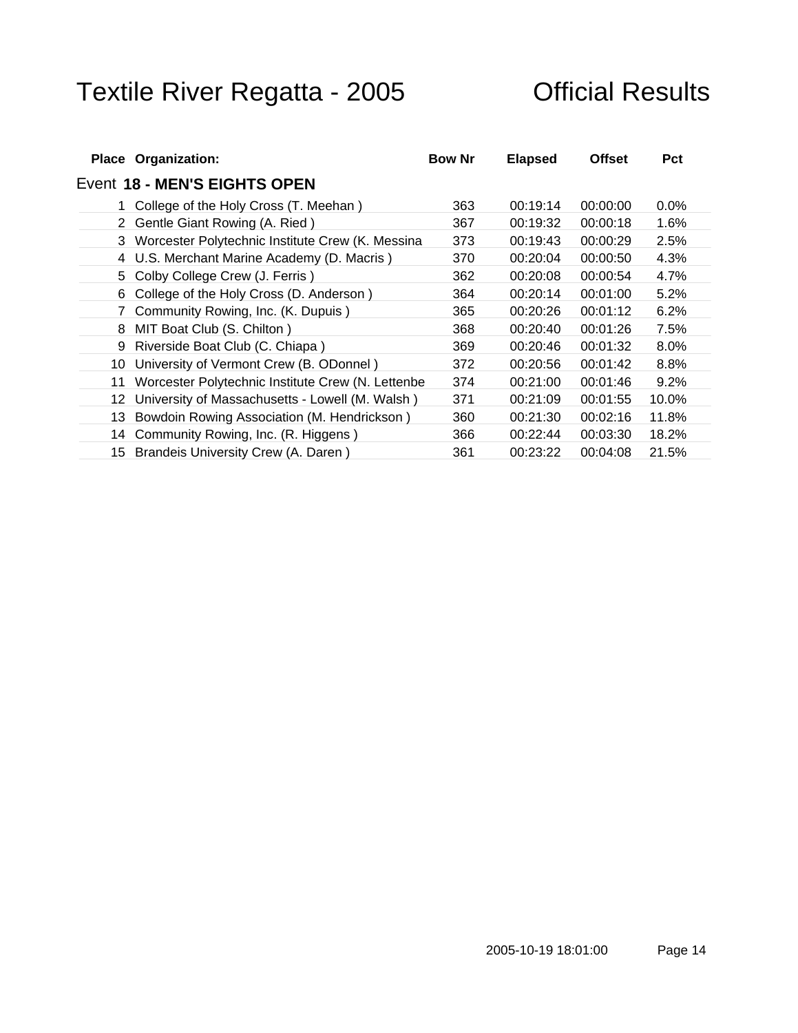# Textile River Regatta - 2005 Official Results

## Event 18 - MEN'S EIGHTS OPEN

| Place | Organization: | Bow Nr | Elapsed | Offset | Pct |
|---|---|---|---|---|---|
| 1 | College of the Holy Cross (T. Meehan ) | 363 | 00:19:14 | 00:00:00 | 0.0% |
| 2 | Gentle Giant Rowing (A. Ried ) | 367 | 00:19:32 | 00:00:18 | 1.6% |
| 3 | Worcester Polytechnic Institute Crew (K. Messina | 373 | 00:19:43 | 00:00:29 | 2.5% |
| 4 | U.S. Merchant Marine Academy (D. Macris ) | 370 | 00:20:04 | 00:00:50 | 4.3% |
| 5 | Colby College Crew (J. Ferris ) | 362 | 00:20:08 | 00:00:54 | 4.7% |
| 6 | College of the Holy Cross (D. Anderson ) | 364 | 00:20:14 | 00:01:00 | 5.2% |
| 7 | Community Rowing, Inc. (K. Dupuis ) | 365 | 00:20:26 | 00:01:12 | 6.2% |
| 8 | MIT Boat Club (S. Chilton ) | 368 | 00:20:40 | 00:01:26 | 7.5% |
| 9 | Riverside Boat Club (C. Chiapa ) | 369 | 00:20:46 | 00:01:32 | 8.0% |
| 10 | University of Vermont Crew (B. ODonnel ) | 372 | 00:20:56 | 00:01:42 | 8.8% |
| 11 | Worcester Polytechnic Institute Crew (N. Lettenbe | 374 | 00:21:00 | 00:01:46 | 9.2% |
| 12 | University of Massachusetts - Lowell (M. Walsh ) | 371 | 00:21:09 | 00:01:55 | 10.0% |
| 13 | Bowdoin Rowing Association (M. Hendrickson ) | 360 | 00:21:30 | 00:02:16 | 11.8% |
| 14 | Community Rowing, Inc. (R. Higgens ) | 366 | 00:22:44 | 00:03:30 | 18.2% |
| 15 | Brandeis University Crew (A. Daren ) | 361 | 00:23:22 | 00:04:08 | 21.5% |

2005-10-19 18:01:00